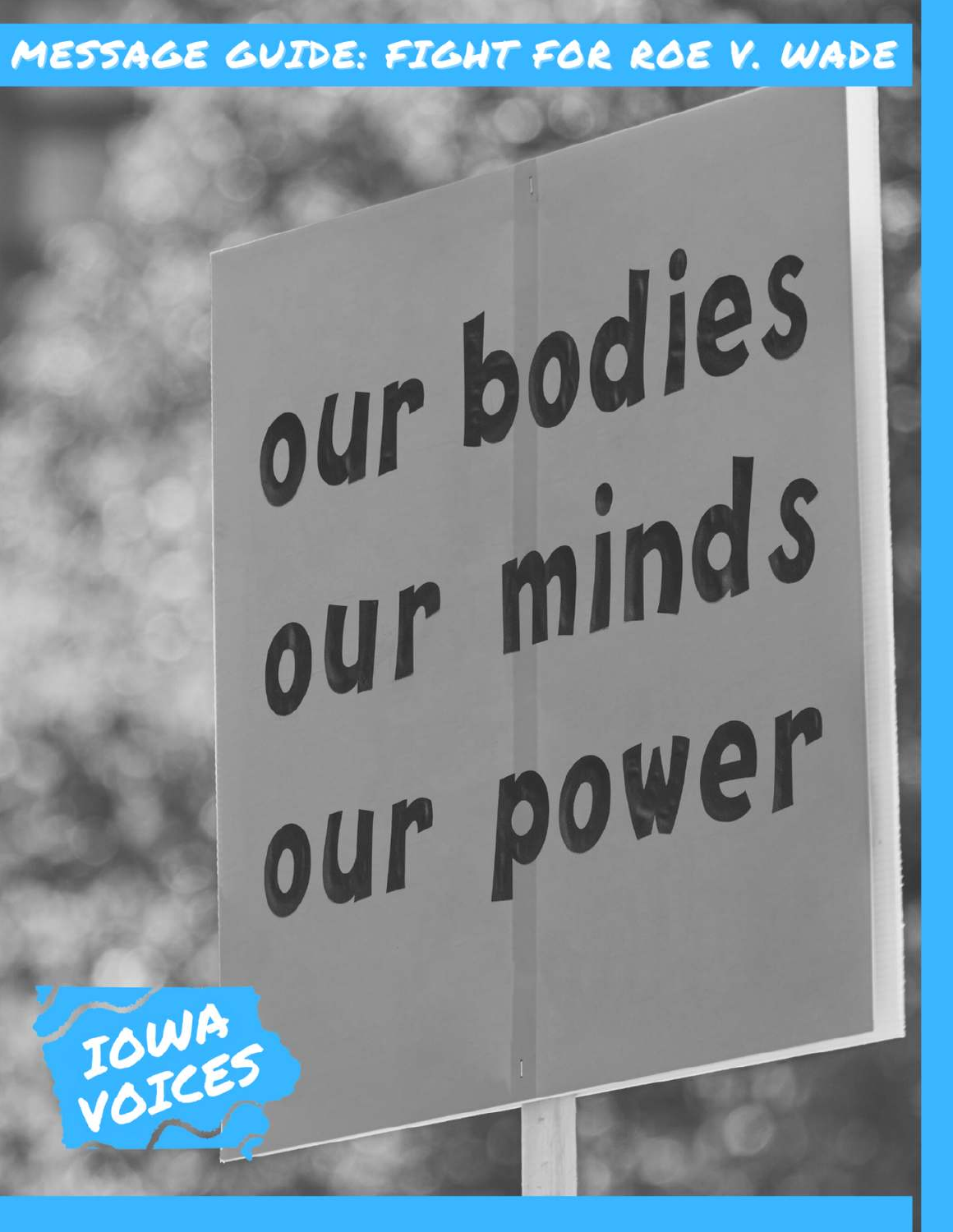# MESSAGE GUIDE: FIGHT FOR ROE V. WADE

our bodies
our minds
our power

IOWA VOICES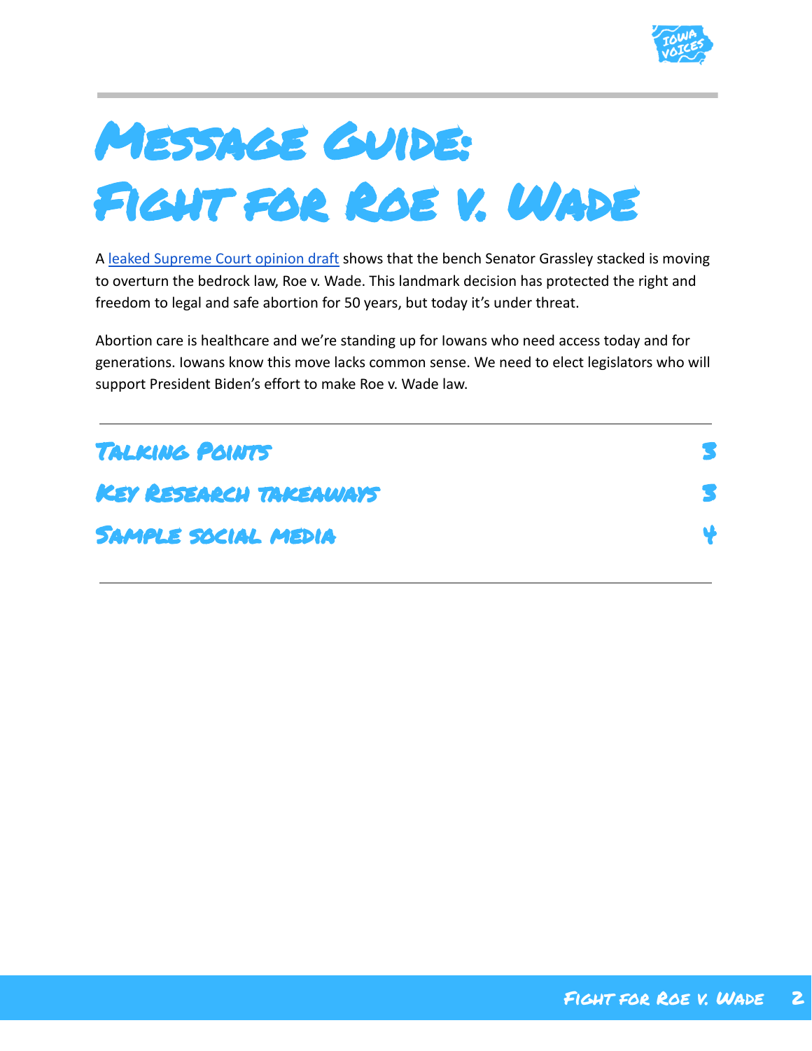# Message Guide: Fight for Roe v. Wade

A [leaked Supreme Court opinion draft]() shows that the bench Senator Grassley stacked is moving to overturn the bedrock law, Roe v. Wade. This landmark decision has protected the right and freedom to legal and safe abortion for 50 years, but today it's under threat.

Abortion care is healthcare and we're standing up for Iowans who need access today and for generations. Iowans know this move lacks common sense. We need to elect legislators who will support President Biden's effort to make Roe v. Wade law.

| | |
|---|---|
| Talking Points | 3 |
| Key Research takeaways | 3 |
| Sample social media | 4 |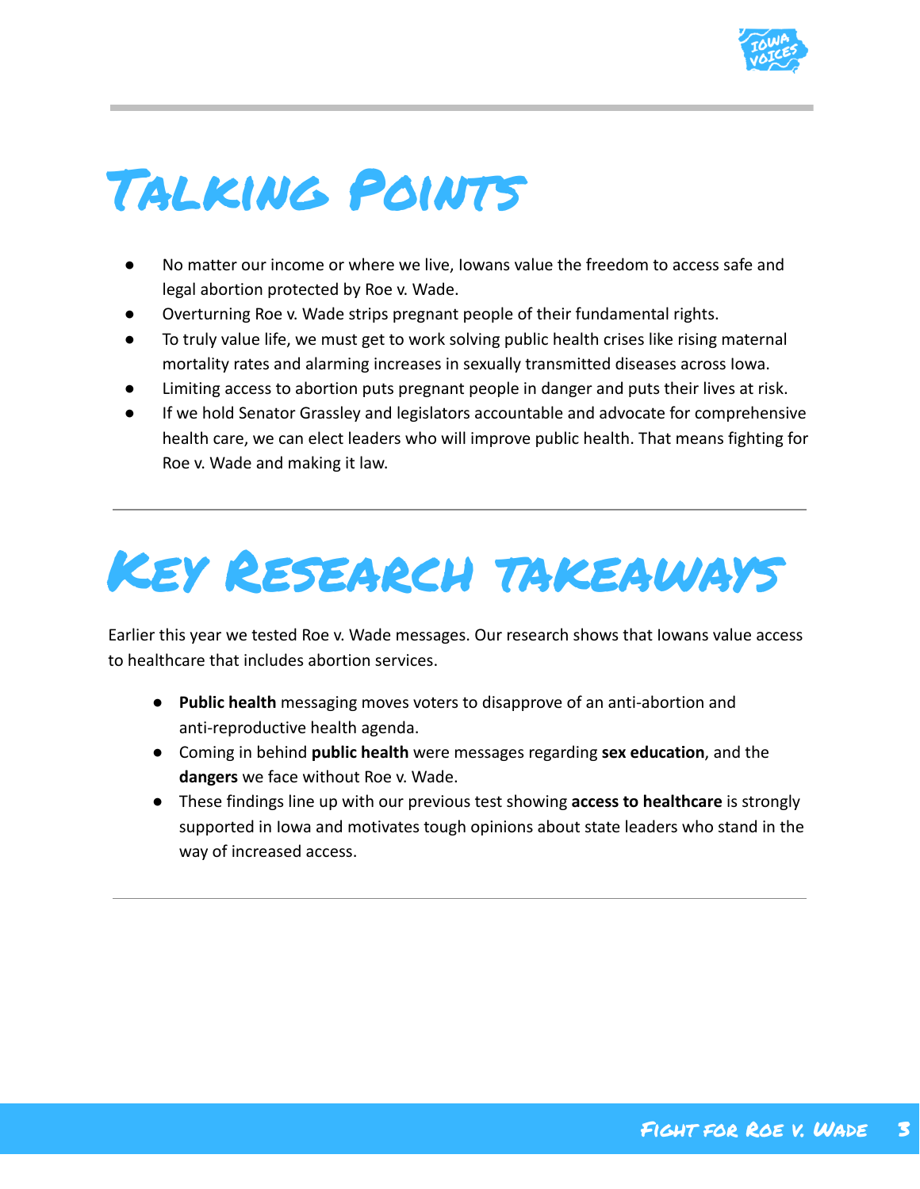# Talking Points

- No matter our income or where we live, Iowans value the freedom to access safe and legal abortion protected by Roe v. Wade.
- Overturning Roe v. Wade strips pregnant people of their fundamental rights.
- To truly value life, we must get to work solving public health crises like rising maternal mortality rates and alarming increases in sexually transmitted diseases across Iowa.
- Limiting access to abortion puts pregnant people in danger and puts their lives at risk.
- If we hold Senator Grassley and legislators accountable and advocate for comprehensive health care, we can elect leaders who will improve public health. That means fighting for Roe v. Wade and making it law.

---

# Key Research takeaways

Earlier this year we tested Roe v. Wade messages. Our research shows that Iowans value access to healthcare that includes abortion services.

- **Public health** messaging moves voters to disapprove of an anti-abortion and anti-reproductive health agenda.
- Coming in behind **public health** were messages regarding **sex education**, and the **dangers** we face without Roe v. Wade.
- These findings line up with our previous test showing **access to healthcare** is strongly supported in Iowa and motivates tough opinions about state leaders who stand in the way of increased access.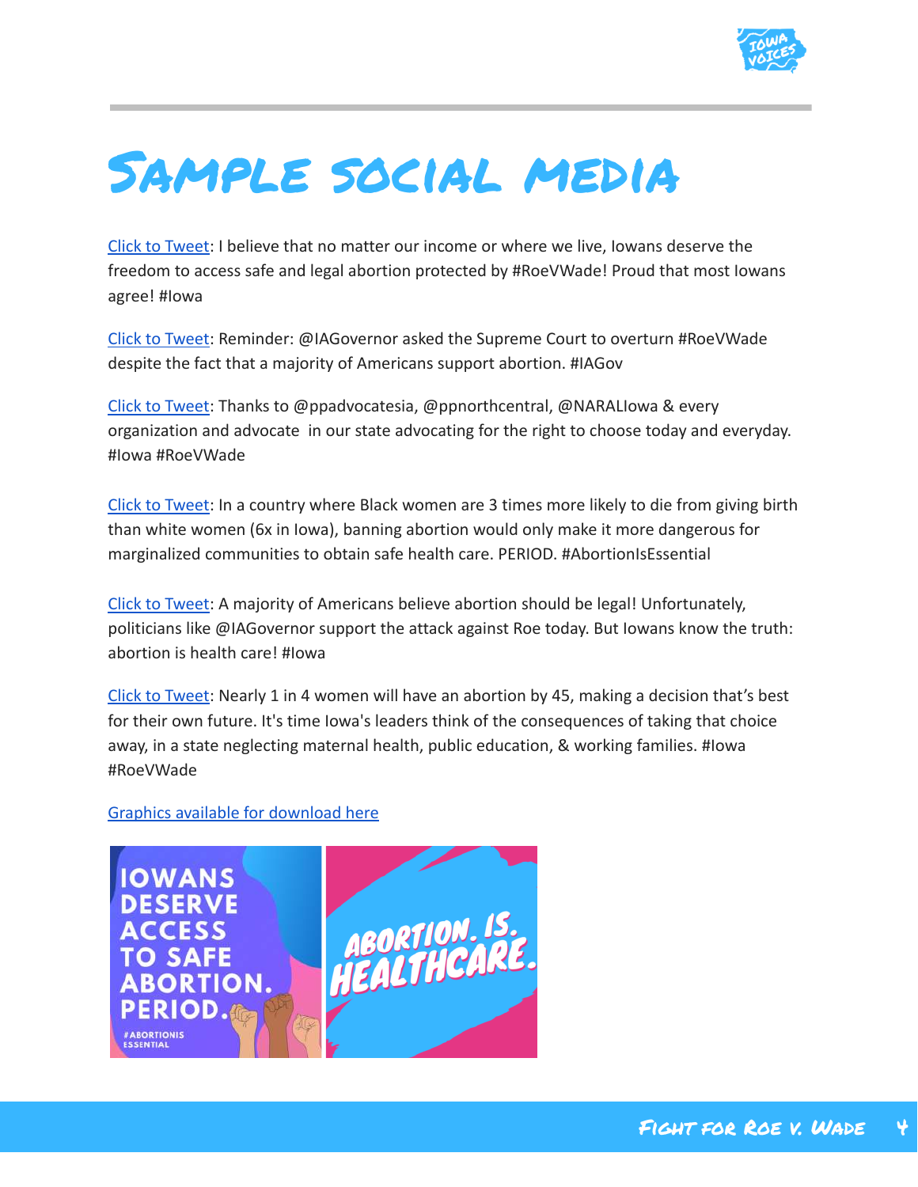# Sample social media

Click to Tweet: I believe that no matter our income or where we live, Iowans deserve the freedom to access safe and legal abortion protected by #RoeVWade! Proud that most Iowans agree! #Iowa

Click to Tweet: Reminder: @IAGovernor asked the Supreme Court to overturn #RoeVWade despite the fact that a majority of Americans support abortion. #IAGov

Click to Tweet: Thanks to @ppadvocatesia, @ppnorthcentral, @NARALIowa & every organization and advocate in our state advocating for the right to choose today and everyday. #Iowa #RoeVWade

Click to Tweet: In a country where Black women are 3 times more likely to die from giving birth than white women (6x in Iowa), banning abortion would only make it more dangerous for marginalized communities to obtain safe health care. PERIOD. #AbortionIsEssential

Click to Tweet: A majority of Americans believe abortion should be legal! Unfortunately, politicians like @IAGovernor support the attack against Roe today. But Iowans know the truth: abortion is health care! #Iowa

Click to Tweet: Nearly 1 in 4 women will have an abortion by 45, making a decision that's best for their own future. It's time Iowa's leaders think of the consequences of taking that choice away, in a state neglecting maternal health, public education, & working families. #Iowa #RoeVWade

Graphics available for download here

IOWANS DESERVE ACCESS TO SAFE ABORTION. PERIOD.

#ABORTIONIS ESSENTIAL

ABORTION. IS. HEALTHCARE.